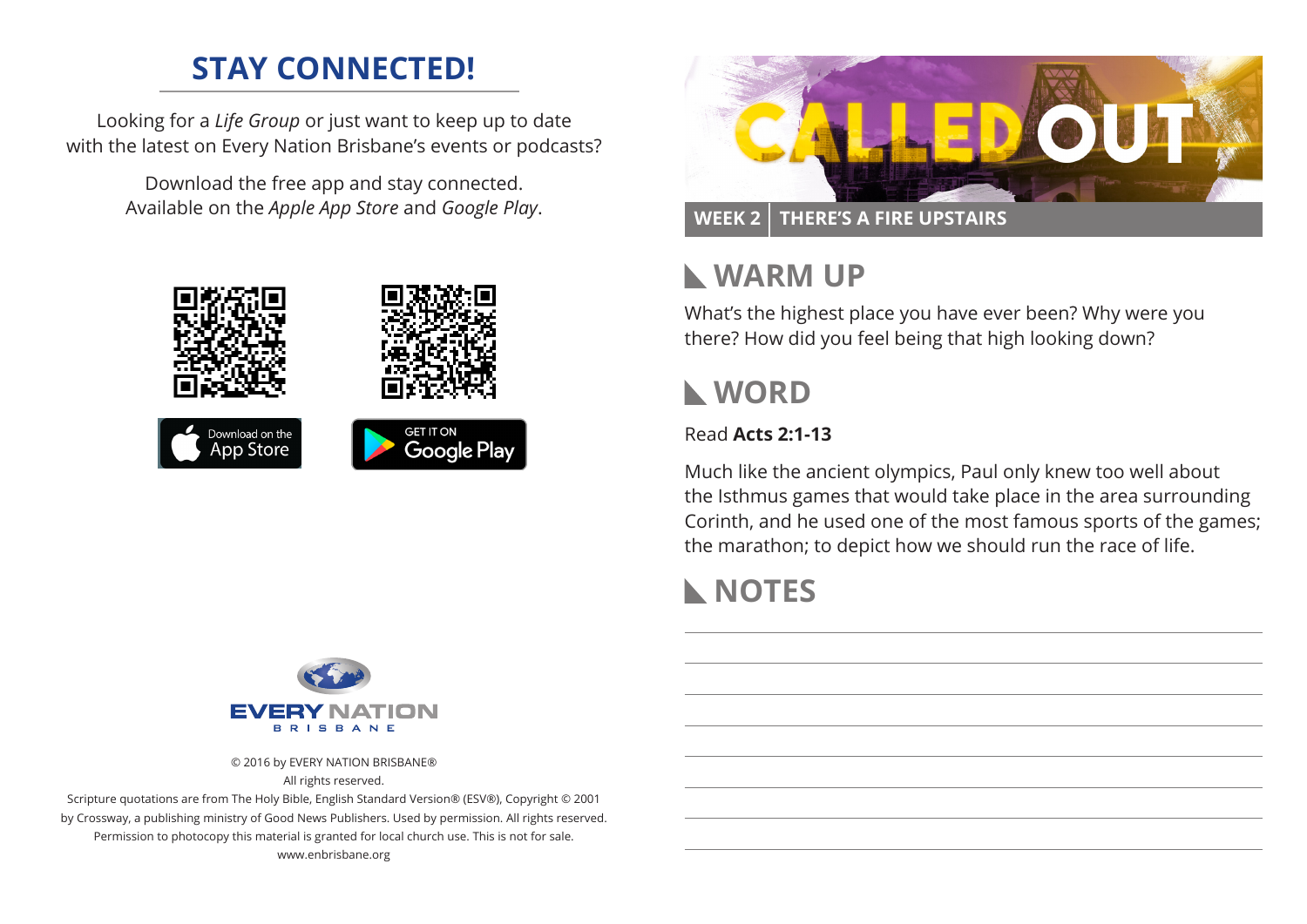## STAY CONNECTED!

Looking for a *Life Group* or just want to keep up to date with the latest on Every Nation Brisbane's events or podcasts?

Download the free app and stay connected. Available on the *Apple App Store* and *Google Play*.

Download on the App Store

GET IT ON Google Play

EVERY NATION
BRISBANE

© 2016 by EVERY NATION BRISBANE®
All rights reserved.
Scripture quotations are from The Holy Bible, English Standard Version® (ESV®), Copyright © 2001 by Crossway, a publishing ministry of Good News Publishers. Used by permission. All rights reserved.
Permission to photocopy this material is granted for local church use. This is not for sale.
www.enbrisbane.org

# CALLED OUT

**WEEK 2 | THERE'S A FIRE UPSTAIRS**

## WARM UP

What's the highest place you have ever been? Why were you there? How did you feel being that high looking down?

## WORD

Read **Acts 2:1-13**

Much like the ancient olympics, Paul only knew too well about the Isthmus games that would take place in the area surrounding Corinth, and he used one of the most famous sports of the games; the marathon; to depict how we should run the race of life.

## NOTES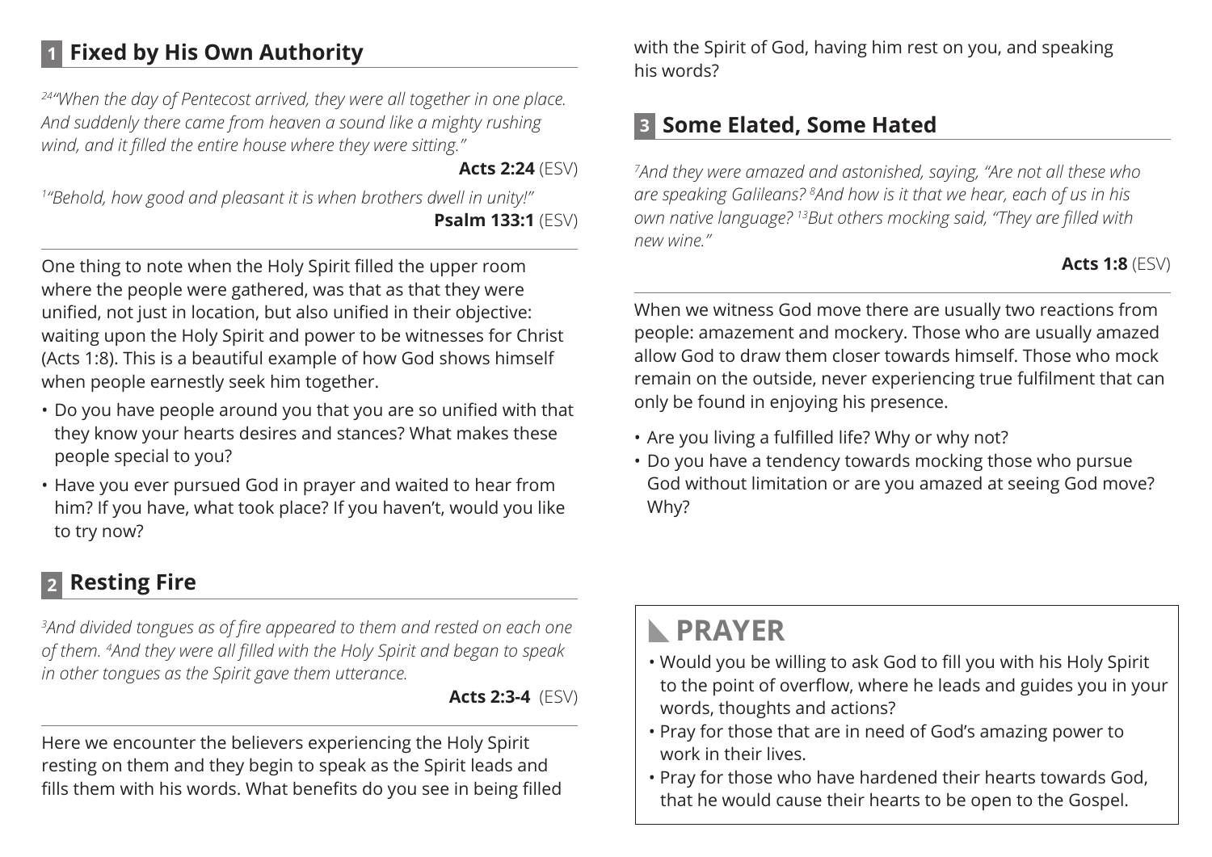## 1 Fixed by His Own Authority

*[24]"When the day of Pentecost arrived, they were all together in one place. And suddenly there came from heaven a sound like a mighty rushing wind, and it filled the entire house where they were sitting."*

**Acts 2:24** (ESV)

*[1]"Behold, how good and pleasant it is when brothers dwell in unity!"*

**Psalm 133:1** (ESV)

One thing to note when the Holy Spirit filled the upper room where the people were gathered, was that as that they were unified, not just in location, but also unified in their objective: waiting upon the Holy Spirit and power to be witnesses for Christ (Acts 1:8). This is a beautiful example of how God shows himself when people earnestly seek him together.

- Do you have people around you that you are so unified with that they know your hearts desires and stances? What makes these people special to you?
- Have you ever pursued God in prayer and waited to hear from him? If you have, what took place? If you haven't, would you like to try now?

## 2 Resting Fire

*[3]And divided tongues as of fire appeared to them and rested on each one of them. [4]And they were all filled with the Holy Spirit and began to speak in other tongues as the Spirit gave them utterance.*

**Acts 2:3-4** (ESV)

Here we encounter the believers experiencing the Holy Spirit resting on them and they begin to speak as the Spirit leads and fills them with his words. What benefits do you see in being filled with the Spirit of God, having him rest on you, and speaking his words?

## 3 Some Elated, Some Hated

*[7]And they were amazed and astonished, saying, "Are not all these who are speaking Galileans? [8]And how is it that we hear, each of us in his own native language? [13]But others mocking said, "They are filled with new wine."*

**Acts 1:8** (ESV)

When we witness God move there are usually two reactions from people: amazement and mockery. Those who are usually amazed allow God to draw them closer towards himself. Those who mock remain on the outside, never experiencing true fulfilment that can only be found in enjoying his presence.

- Are you living a fulfilled life? Why or why not?
- Do you have a tendency towards mocking those who pursue God without limitation or are you amazed at seeing God move? Why?

## PRAYER

- Would you be willing to ask God to fill you with his Holy Spirit to the point of overflow, where he leads and guides you in your words, thoughts and actions?
- Pray for those that are in need of God's amazing power to work in their lives.
- Pray for those who have hardened their hearts towards God, that he would cause their hearts to be open to the Gospel.